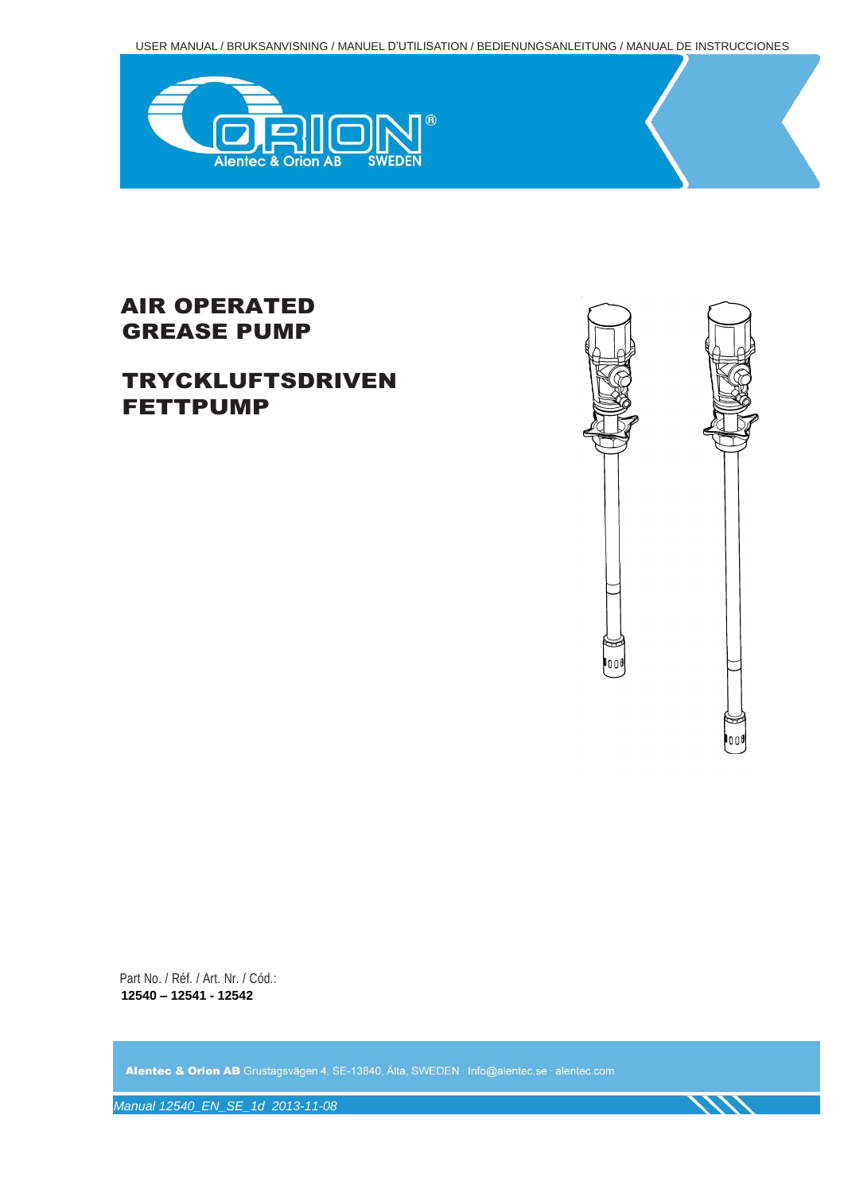USER MANUAL / BRUKSANVISNING / MANUEL D'UTILISATION / BEDIENUNGSANLEITUNG / MANUAL DE INSTRUCCIONES

ORION® Alentec & Orion AB SWEDEN

# AIR OPERATED GREASE PUMP

# TRYCKLUFTSDRIVEN FETTPUMP

Part No. / Réf. / Art. Nr. / Cód.:
**12540 – 12541 - 12542**

**Alentec & Orion AB** Grustagsvägen 4, SE-13840, Älta, SWEDEN · Info@alentec.se · alentec.com

*Manual 12540_EN_SE_1d 2013-11-08*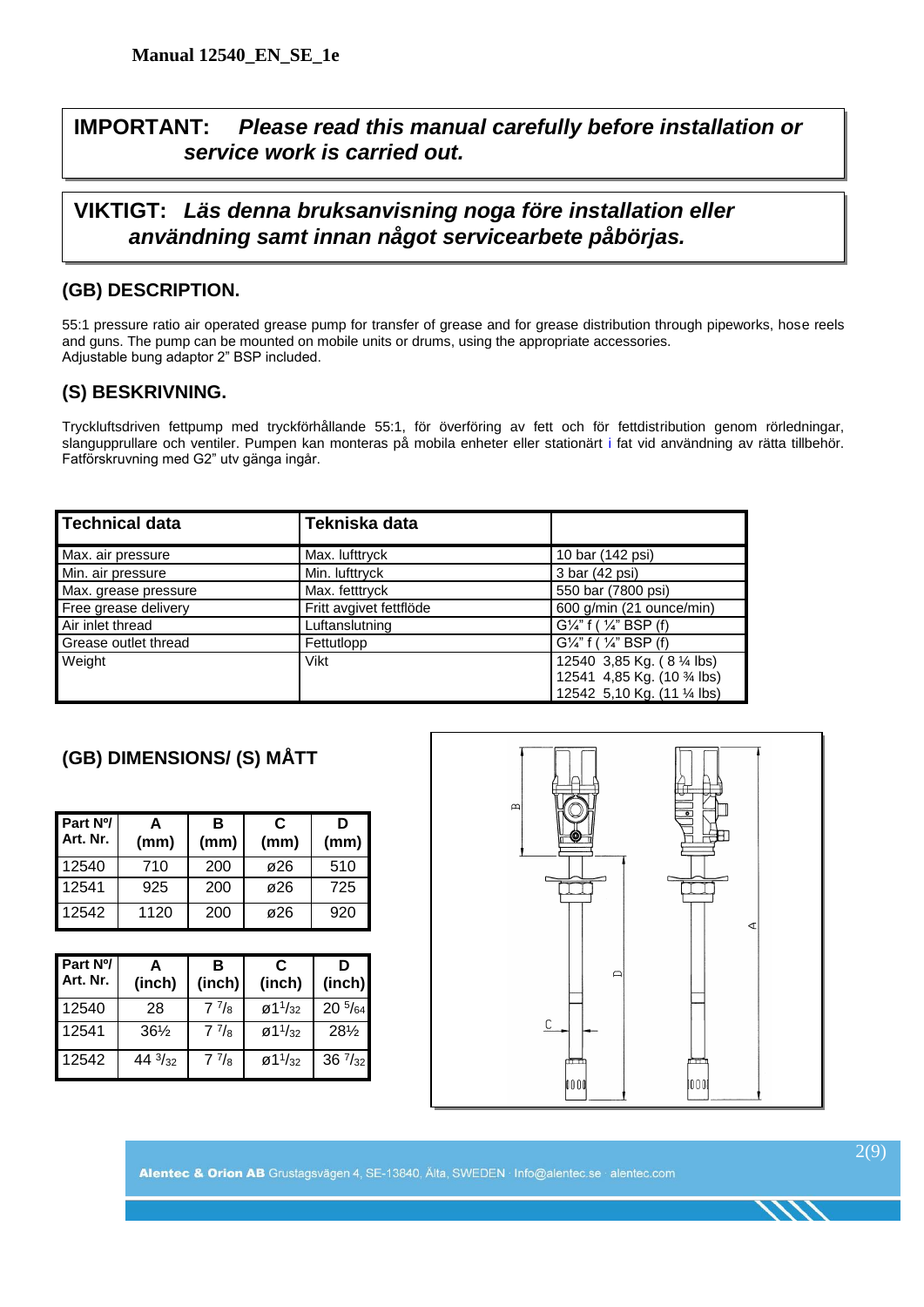**Manual 12540_EN_SE_1e**

**IMPORTANT:** ***Please read this manual carefully before installation or service work is carried out.***

**VIKTIGT:** ***Läs denna bruksanvisning noga före installation eller användning samt innan något servicearbete påbörjas.***

## (GB) DESCRIPTION.

55:1 pressure ratio air operated grease pump for transfer of grease and for grease distribution through pipeworks, hose reels and guns. The pump can be mounted on mobile units or drums, using the appropriate accessories.
Adjustable bung adaptor 2" BSP included.

## (S) BESKRIVNING.

Tryckluftsdriven fettpump med tryckförhållande 55:1, för överföring av fett och för fettdistribution genom rörledningar, slangupprullare och ventiler. Pumpen kan monteras på mobila enheter eller stationärt i fat vid användning av rätta tillbehör. Fatförskruvning med G2" utv gänga ingår.

| Technical data | Tekniska data | |
|---|---|---|
| Max. air pressure | Max. lufttryck | 10 bar (142 psi) |
| Min. air pressure | Min. lufttryck | 3 bar (42 psi) |
| Max. grease pressure | Max. fetttryck | 550 bar (7800 psi) |
| Free grease delivery | Fritt avgivet fettflöde | 600 g/min (21 ounce/min) |
| Air inlet thread | Luftanslutning | G¼" f ( ¼" BSP (f) |
| Grease outlet thread | Fettutlopp | G¼" f ( ¼" BSP (f) |
| Weight | Vikt | 12540 3,85 Kg. ( 8 ¼ lbs)<br>12541 4,85 Kg. (10 ¾ lbs)<br>12542 5,10 Kg. (11 ¼ lbs) |

## (GB) DIMENSIONS/ (S) MÅTT

| Part Nº/ Art. Nr. | A (mm) | B (mm) | C (mm) | D (mm) |
|---|---|---|---|---|
| 12540 | 710 | 200 | ø26 | 510 |
| 12541 | 925 | 200 | ø26 | 725 |
| 12542 | 1120 | 200 | ø26 | 920 |

| Part Nº/ Art. Nr. | A (inch) | B (inch) | C (inch) | D (inch) |
|---|---|---|---|---|
| 12540 | 28 | 7 7/8 | ø1 1/32 | 20 5/64 |
| 12541 | 36½ | 7 7/8 | ø1 1/32 | 28½ |
| 12542 | 44 3/32 | 7 7/8 | ø1 1/32 | 36 7/32 |

Alentec & Orion AB Grustagsvägen 4, SE-13840, Älta, SWEDEN · Info@alentec.se · alentec.com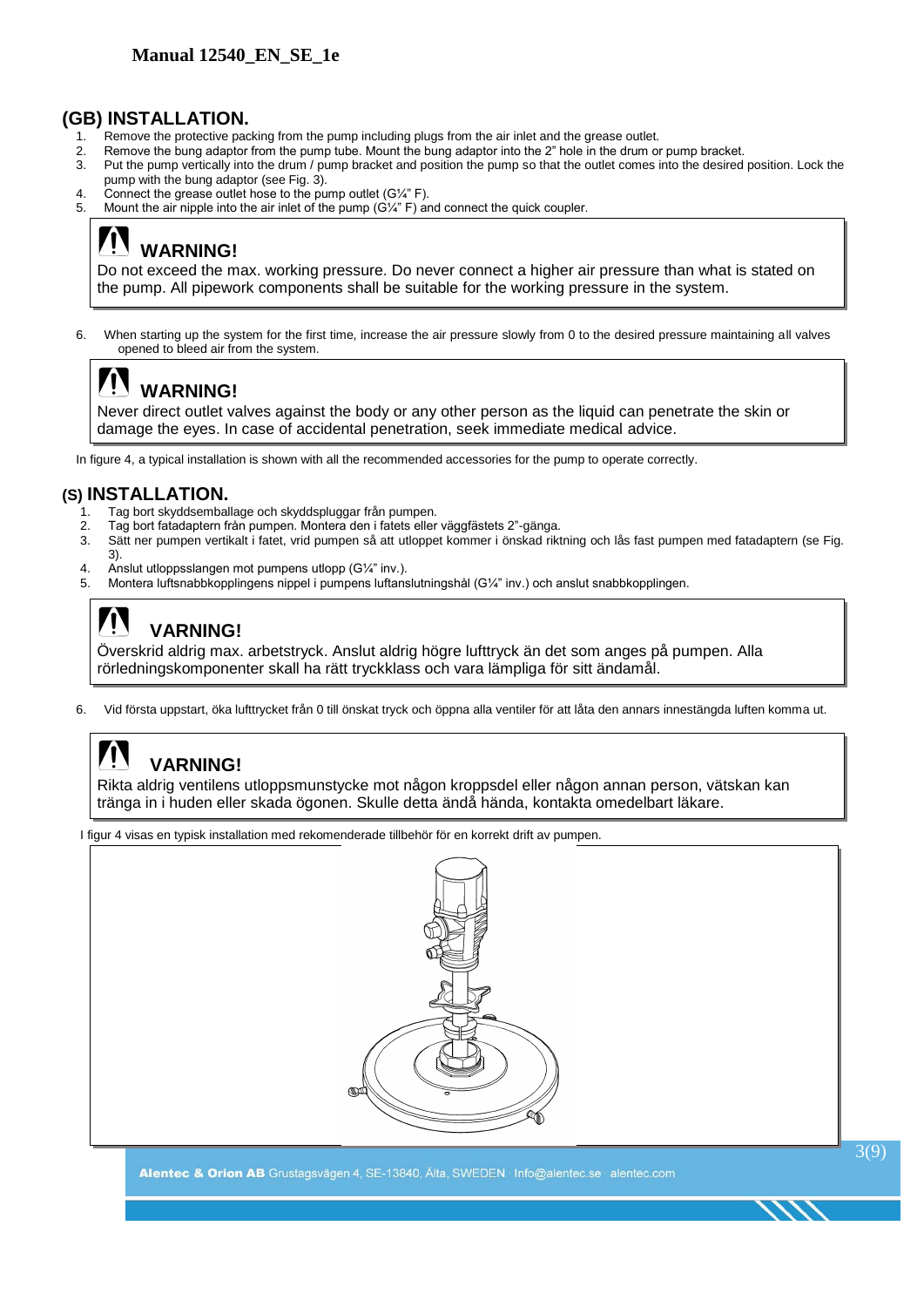**Manual 12540_EN_SE_1e**

## (GB) INSTALLATION.

1. Remove the protective packing from the pump including plugs from the air inlet and the grease outlet.
2. Remove the bung adaptor from the pump tube. Mount the bung adaptor into the 2" hole in the drum or pump bracket.
3. Put the pump vertically into the drum / pump bracket and position the pump so that the outlet comes into the desired position. Lock the pump with the bung adaptor (see Fig. 3).
4. Connect the grease outlet hose to the pump outlet (G¼" F).
5. Mount the air nipple into the air inlet of the pump (G¼" F) and connect the quick coupler.

> **WARNING!**
> Do not exceed the max. working pressure. Do never connect a higher air pressure than what is stated on the pump. All pipework components shall be suitable for the working pressure in the system.

6. When starting up the system for the first time, increase the air pressure slowly from 0 to the desired pressure maintaining all valves opened to bleed air from the system.

> **WARNING!**
> Never direct outlet valves against the body or any other person as the liquid can penetrate the skin or damage the eyes. In case of accidental penetration, seek immediate medical advice.

In figure 4, a typical installation is shown with all the recommended accessories for the pump to operate correctly.

## (S) INSTALLATION.

1. Tag bort skyddsemballage och skyddspluggar från pumpen.
2. Tag bort fatadaptern från pumpen. Montera den i fatets eller väggfästets 2"-gänga.
3. Sätt ner pumpen vertikalt i fatet, vrid pumpen så att utloppet kommer i önskad riktning och lås fast pumpen med fatadaptern (se Fig. 3).
4. Anslut utloppsslangen mot pumpens utlopp (G¼" inv.).
5. Montera luftsnabbkopplingens nippel i pumpens luftanslutningshål (G¼" inv.) och anslut snabbkopplingen.

> **VARNING!**
> Överskrid aldrig max. arbetstryck. Anslut aldrig högre lufttryck än det som anges på pumpen. Alla rörledningskomponenter skall ha rätt tryckklass och vara lämpliga för sitt ändamål.

6. Vid första uppstart, öka lufttrycket från 0 till önskat tryck och öppna alla ventiler för att låta den annars innestängda luften komma ut.

> **VARNING!**
> Rikta aldrig ventilens utloppsmunstycke mot någon kroppsdel eller någon annan person, vätskan kan tränga in i huden eller skada ögonen. Skulle detta ändå hända, kontakta omedelbart läkare.

I figur 4 visas en typisk installation med rekomenderade tillbehör för en korrekt drift av pumpen.

Alentec & Orion AB Grustagsvägen 4, SE-13840, Älta, SWEDEN · Info@alentec.se · alentec.com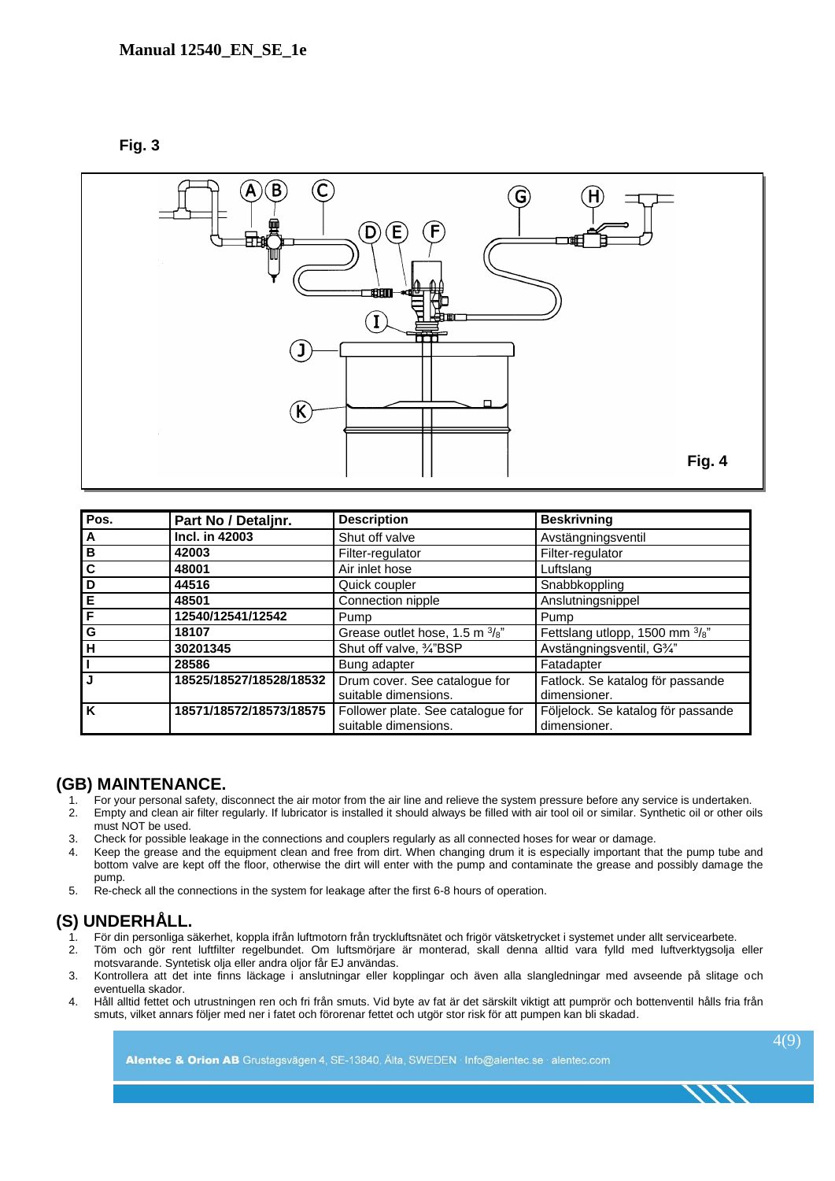Fig. 3

Fig. 4

| Pos. | Part No / Detaljnr. | Description | Beskrivning |
|---|---|---|---|
| A | Incl. in 42003 | Shut off valve | Avstängningsventil |
| B | 42003 | Filter-regulator | Filter-regulator |
| C | 48001 | Air inlet hose | Luftslang |
| D | 44516 | Quick coupler | Snabbkoppling |
| E | 48501 | Connection nipple | Anslutningsnippel |
| F | 12540/12541/12542 | Pump | Pump |
| G | 18107 | Grease outlet hose, 1.5 m $^3/_8$" | Fettslang utlopp, 1500 mm $^3/_8$" |
| H | 30201345 | Shut off valve, ¾"BSP | Avstängningsventil, G¾" |
| I | 28586 | Bung adapter | Fatadapter |
| J | 18525/18527/18528/18532 | Drum cover. See catalogue for suitable dimensions. | Fatlock. Se katalog för passande dimensioner. |
| K | 18571/18572/18573/18575 | Follower plate. See catalogue for suitable dimensions. | Följelock. Se katalog för passande dimensioner. |

## (GB) MAINTENANCE.

1. For your personal safety, disconnect the air motor from the air line and relieve the system pressure before any service is undertaken.
2. Empty and clean air filter regularly. If lubricator is installed it should always be filled with air tool oil or similar. Synthetic oil or other oils must NOT be used.
3. Check for possible leakage in the connections and couplers regularly as all connected hoses for wear or damage.
4. Keep the grease and the equipment clean and free from dirt. When changing drum it is especially important that the pump tube and bottom valve are kept off the floor, otherwise the dirt will enter with the pump and contaminate the grease and possibly damage the pump.
5. Re-check all the connections in the system for leakage after the first 6-8 hours of operation.

## (S) UNDERHÅLL.

1. För din personliga säkerhet, koppla ifrån luftmotorn från tryckluftsnätet och frigör vätsketrycket i systemet under allt servicearbete.
2. Töm och gör rent luftfilter regelbundet. Om luftsmörjare är monterad, skall denna alltid vara fylld med luftverktygsolja eller motsvarande. Syntetisk olja eller andra oljor får EJ användas.
3. Kontrollera att det inte finns läckage i anslutningar eller kopplingar och även alla slangledningar med avseende på slitage och eventuella skador.
4. Håll alltid fettet och utrustningen ren och fri från smuts. Vid byte av fat är det särskilt viktigt att pumprör och bottenventil hålls fria från smuts, vilket annars följer med ner i fatet och förorenar fettet och utgör stor risk för att pumpen kan bli skadad.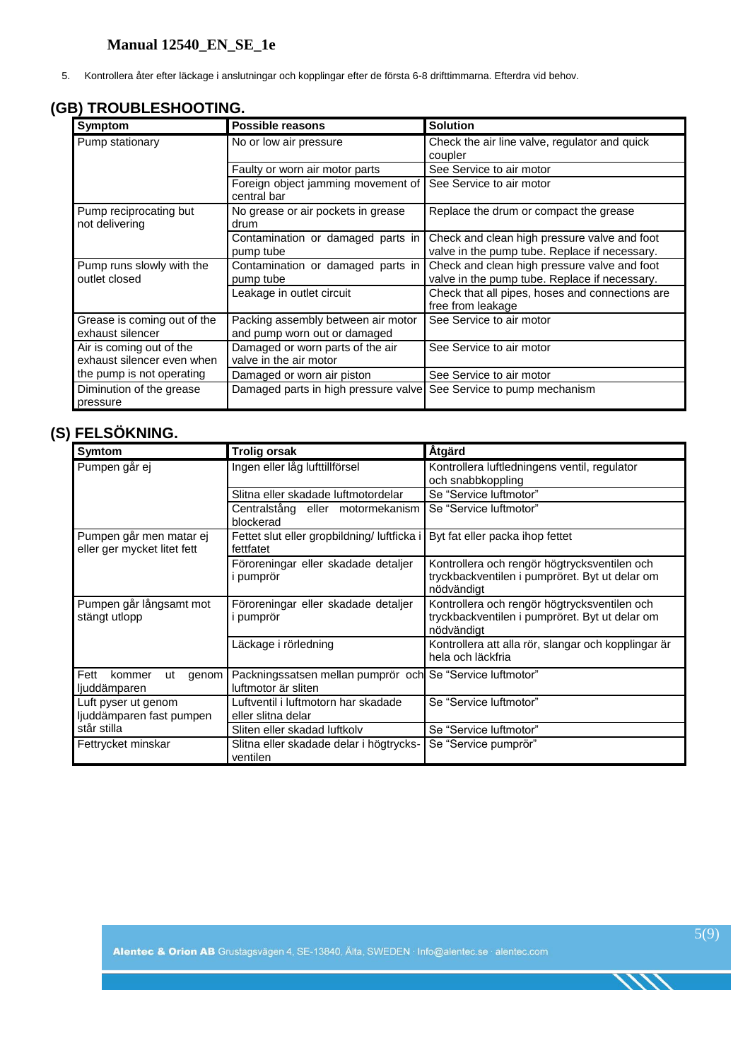5. Kontrollera åter efter läckage i anslutningar och kopplingar efter de första 6-8 drifttimmarna. Efterdra vid behov.

## (GB) TROUBLESHOOTING.

| Symptom | Possible reasons | Solution |
|---|---|---|
| Pump stationary | No or low air pressure | Check the air line valve, regulator and quick coupler |
| | Faulty or worn air motor parts | See Service to air motor |
| | Foreign object jamming movement of central bar | See Service to air motor |
| Pump reciprocating but not delivering | No grease or air pockets in grease drum | Replace the drum or compact the grease |
| | Contamination or damaged parts in pump tube | Check and clean high pressure valve and foot valve in the pump tube. Replace if necessary. |
| Pump runs slowly with the outlet closed | Contamination or damaged parts in pump tube | Check and clean high pressure valve and foot valve in the pump tube. Replace if necessary. |
| | Leakage in outlet circuit | Check that all pipes, hoses and connections are free from leakage |
| Grease is coming out of the exhaust silencer | Packing assembly between air motor and pump worn out or damaged | See Service to air motor |
| Air is coming out of the exhaust silencer even when the pump is not operating | Damaged or worn parts of the air valve in the air motor | See Service to air motor |
| | Damaged or worn air piston | See Service to air motor |
| Diminution of the grease pressure | Damaged parts in high pressure valve | See Service to pump mechanism |

## (S) FELSÖKNING.

| Symtom | Trolig orsak | Åtgärd |
|---|---|---|
| Pumpen går ej | Ingen eller låg lufttillförsel | Kontrollera luftledningens ventil, regulator och snabbkoppling |
| | Slitna eller skadade luftmotordelar | Se "Service luftmotor" |
| | Centralstång eller motormekanism blockerad | Se "Service luftmotor" |
| Pumpen går men matar ej eller ger mycket litet fett | Fettet slut eller gropbildning/ luftficka i fettfatet | Byt fat eller packa ihop fettet |
| | Föroreningar eller skadade detaljer i pumprör | Kontrollera och rengör högtrycksventilen och tryckbackventilen i pumpröret. Byt ut delar om nödvändigt |
| Pumpen går långsamt mot stängt utlopp | Föroreningar eller skadade detaljer i pumprör | Kontrollera och rengör högtrycksventilen och tryckbackventilen i pumpröret. Byt ut delar om nödvändigt |
| | Läckage i rörledning | Kontrollera att alla rör, slangar och kopplingar är hela och läckfria |
| Fett kommer ut genom ljuddämparen | Packningssatsen mellan pumprör och luftmotor är sliten | Se "Service luftmotor" |
| Luft pyser ut genom ljuddämparen fast pumpen står stilla | Luftventil i luftmotorn har skadade eller slitna delar | Se "Service luftmotor" |
| | Sliten eller skadad luftkolv | Se "Service luftmotor" |
| Fettrycket minskar | Slitna eller skadade delar i högtrycks-ventilen | Se "Service pumprör" |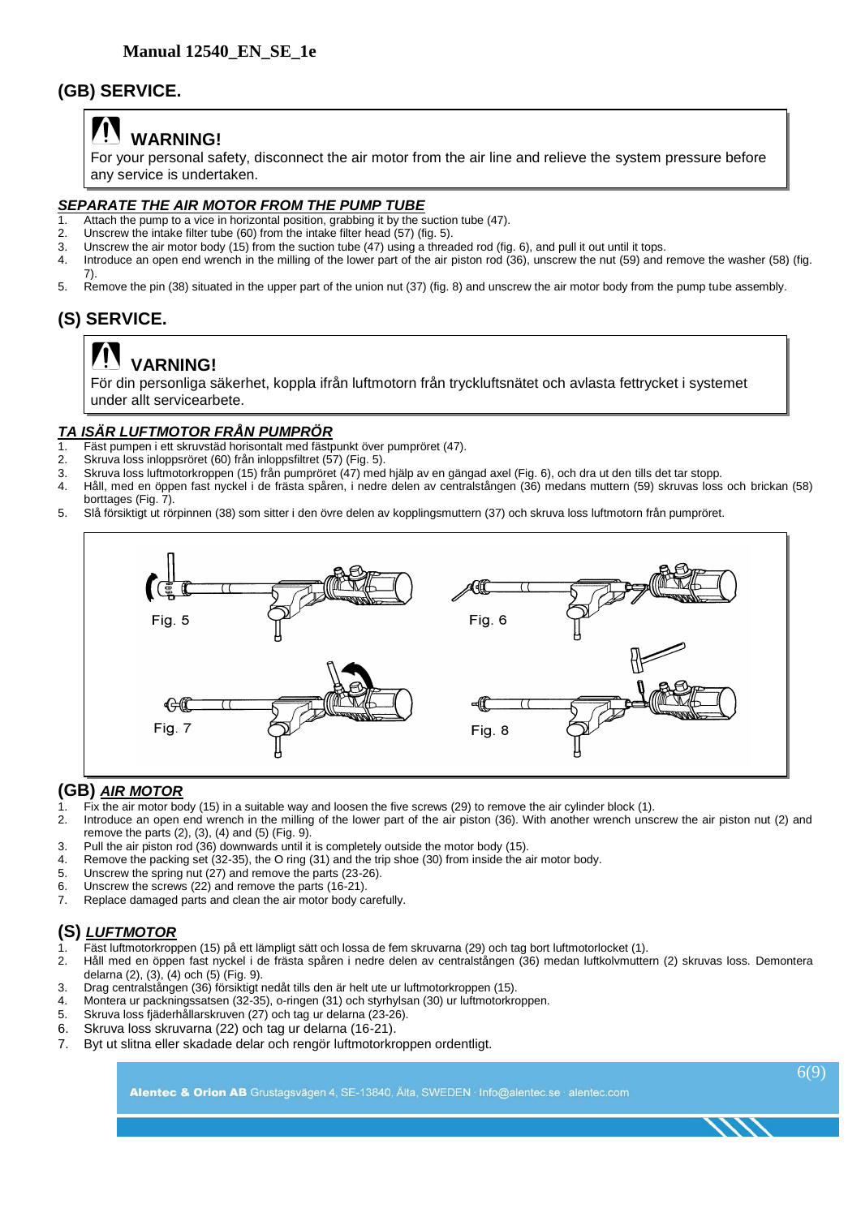**Manual 12540_EN_SE_1e**

## (GB) SERVICE.

> **WARNING!**
> For your personal safety, disconnect the air motor from the air line and relieve the system pressure before any service is undertaken.

### *SEPARATE THE AIR MOTOR FROM THE PUMP TUBE*

1. Attach the pump to a vice in horizontal position, grabbing it by the suction tube (47).
2. Unscrew the intake filter tube (60) from the intake filter head (57) (fig. 5).
3. Unscrew the air motor body (15) from the suction tube (47) using a threaded rod (fig. 6), and pull it out until it tops.
4. Introduce an open end wrench in the milling of the lower part of the air piston rod (36), unscrew the nut (59) and remove the washer (58) (fig. 7).
5. Remove the pin (38) situated in the upper part of the union nut (37) (fig. 8) and unscrew the air motor body from the pump tube assembly.

## (S) SERVICE.

> **VARNING!**
> För din personliga säkerhet, koppla ifrån luftmotorn från tryckluftsnätet och avlasta fettrycket i systemet under allt servicearbete.

### *TA ISÄR LUFTMOTOR FRÅN PUMPRÖR*

1. Fäst pumpen i ett skruvstäd horisontalt med fästpunkt över pumpröret (47).
2. Skruva loss inloppsröret (60) från inloppsfiltret (57) (Fig. 5).
3. Skruva loss luftmotorkroppen (15) från pumpröret (47) med hjälp av en gängad axel (Fig. 6), och dra ut den tills det tar stopp.
4. Håll, med en öppen fast nyckel i de frästa spåren, i nedre delen av centralstången (36) medans muttern (59) skruvas loss och brickan (58) borttages (Fig. 7).
5. Slå försiktigt ut rörpinnen (38) som sitter i den övre delen av kopplingsmuttern (37) och skruva loss luftmotorn från pumpröret.

Fig. 5 Fig. 6 Fig. 7 Fig. 8

### (GB) *AIR MOTOR*

1. Fix the air motor body (15) in a suitable way and loosen the five screws (29) to remove the air cylinder block (1).
2. Introduce an open end wrench in the milling of the lower part of the air piston (36). With another wrench unscrew the air piston nut (2) and remove the parts (2), (3), (4) and (5) (Fig. 9).
3. Pull the air piston rod (36) downwards until it is completely outside the motor body (15).
4. Remove the packing set (32-35), the O ring (31) and the trip shoe (30) from inside the air motor body.
5. Unscrew the spring nut (27) and remove the parts (23-26).
6. Unscrew the screws (22) and remove the parts (16-21).
7. Replace damaged parts and clean the air motor body carefully.

### (S) *LUFTMOTOR*

1. Fäst luftmotorkroppen (15) på ett lämpligt sätt och lossa de fem skruvarna (29) och tag bort luftmotorlocket (1).
2. Håll med en öppen fast nyckel i de frästa spåren i nedre delen av centralstången (36) medan luftkolvmuttern (2) skruvas loss. Demontera delarna (2), (3), (4) och (5) (Fig. 9).
3. Drag centralstången (36) försiktigt nedåt tills den är helt ute ur luftmotorkroppen (15).
4. Montera ur packningssatsen (32-35), o-ringen (31) och styrhylsan (30) ur luftmotorkroppen.
5. Skruva loss fjäderhållarskruven (27) och tag ur delarna (23-26).
6. Skruva loss skruvarna (22) och tag ur delarna (16-21).
7. Byt ut slitna eller skadade delar och rengör luftmotorkroppen ordentligt.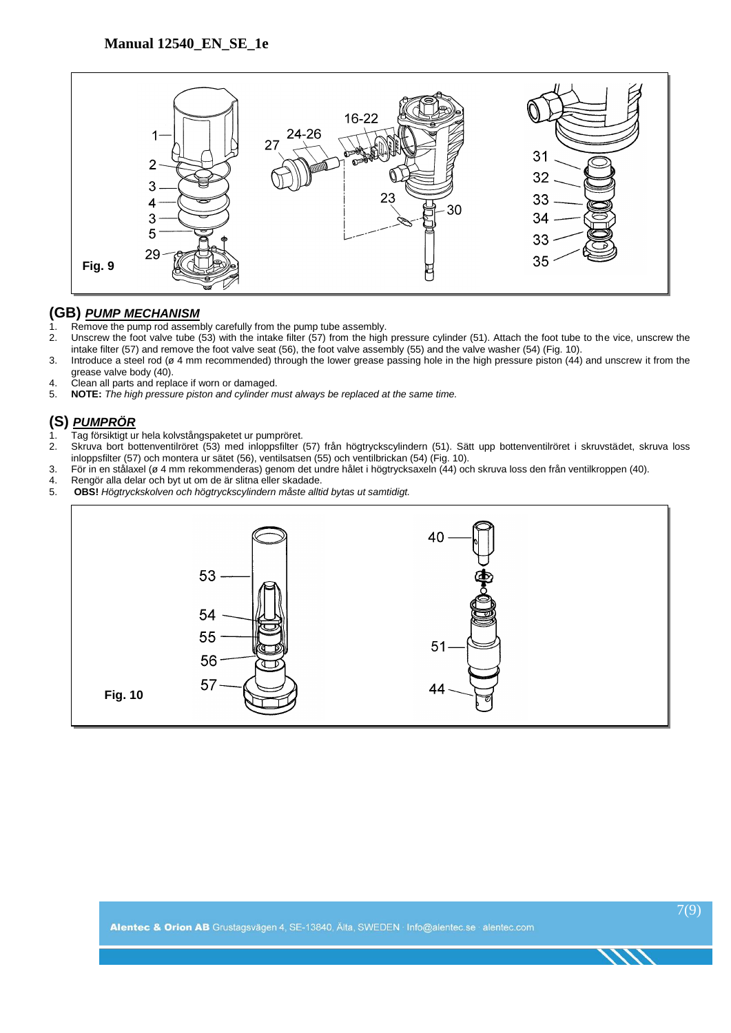Fig. 9

## (GB) *PUMP MECHANISM*

1. Remove the pump rod assembly carefully from the pump tube assembly.
2. Unscrew the foot valve tube (53) with the intake filter (57) from the high pressure cylinder (51). Attach the foot tube to the vice, unscrew the intake filter (57) and remove the foot valve seat (56), the foot valve assembly (55) and the valve washer (54) (Fig. 10).
3. Introduce a steel rod (ø 4 mm recommended) through the lower grease passing hole in the high pressure piston (44) and unscrew it from the grease valve body (40).
4. Clean all parts and replace if worn or damaged.
5. **NOTE:** *The high pressure piston and cylinder must always be replaced at the same time.*

## (S) *PUMPRÖR*

1. Tag försiktigt ur hela kolvstångspaketet ur pumpröret.
2. Skruva bort bottenventilröret (53) med inloppsfilter (57) från högtryckscylindern (51). Sätt upp bottenventilröret i skruvstädet, skruva loss inloppsfilter (57) och montera ur sätet (56), ventilsatsen (55) och ventilbrickan (54) (Fig. 10).
3. För in en stålaxel (ø 4 mm rekommenderas) genom det undre hålet i högtrycksaxeln (44) och skruva loss den från ventilkroppen (40).
4. Rengör alla delar och byt ut om de är slitna eller skadade.
5. **OBS!** *Högtryckskolven och högtryckscylindern måste alltid bytas ut samtidigt.*

Fig. 10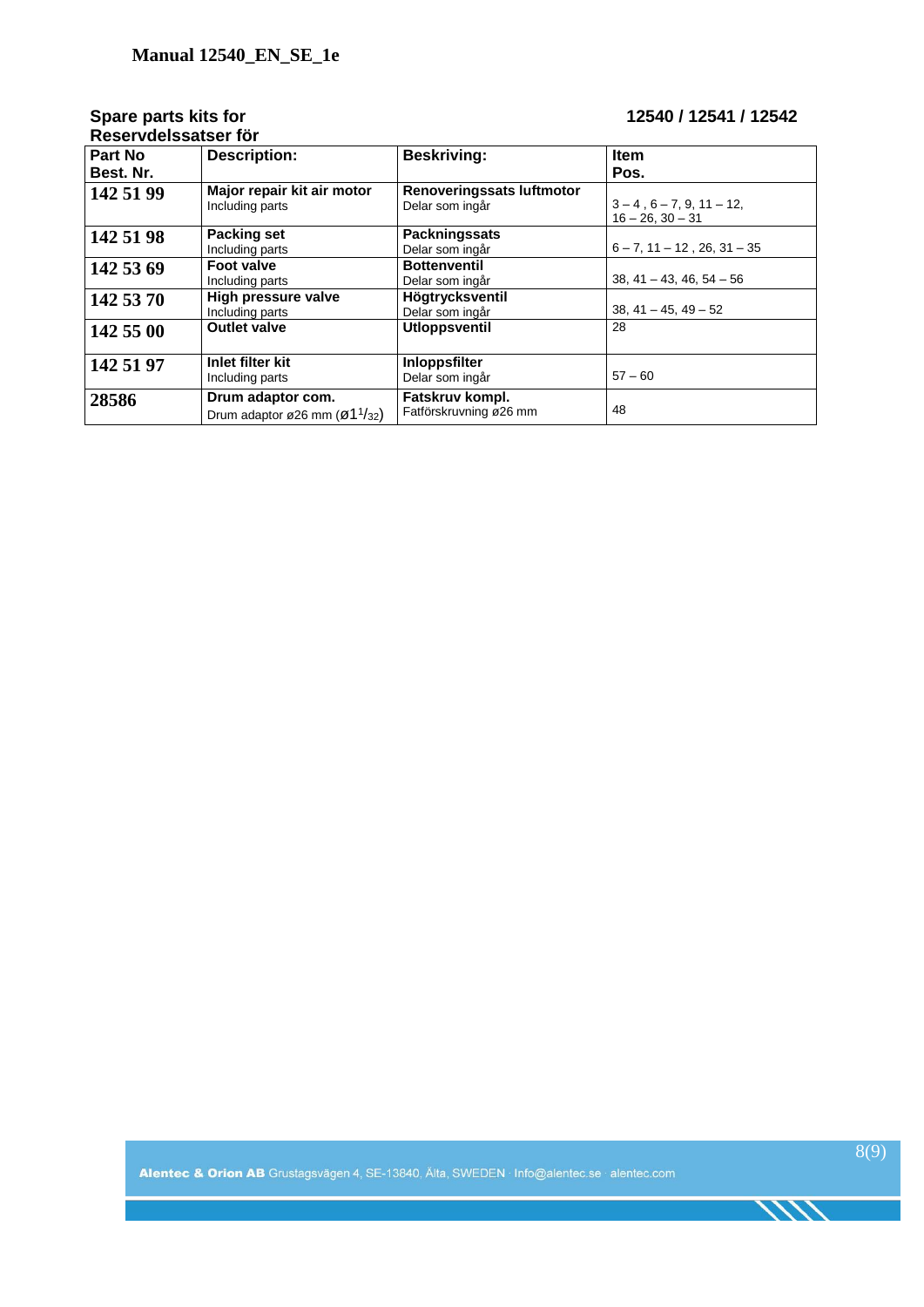**Manual 12540_EN_SE_1e**

**Spare parts kits for**
**Reservdelssatser för** **12540 / 12541 / 12542**

| Part No<br>Best. Nr. | Description: | Beskriving: | Item<br>Pos. |
|---|---|---|---|
| **142 51 99** | **Major repair kit air motor**<br>Including parts | **Renoveringssats luftmotor**<br>Delar som ingår | 3 – 4 , 6 – 7, 9, 11 – 12,<br>16 – 26, 30 – 31 |
| **142 51 98** | **Packing set**<br>Including parts | **Packningssats**<br>Delar som ingår | 6 – 7, 11 – 12 , 26, 31 – 35 |
| **142 53 69** | **Foot valve**<br>Including parts | **Bottenventil**<br>Delar som ingår | 38, 41 – 43, 46, 54 – 56 |
| **142 53 70** | **High pressure valve**<br>Including parts | **Högtrycksventil**<br>Delar som ingår | 38, 41 – 45, 49 – 52 |
| **142 55 00** | **Outlet valve** | **Utloppsventil** | 28 |
| **142 51 97** | **Inlet filter kit**<br>Including parts | **Inloppsfilter**<br>Delar som ingår | 57 – 60 |
| **28586** | **Drum adaptor com.**<br>Drum adaptor ø26 mm (Ø1 1/32) | **Fatskruv kompl.**<br>Fatförskruvning ø26 mm | 48 |

**Alentec & Orion AB** Grustagsvägen 4, SE-13840, Älta, SWEDEN · Info@alentec.se · alentec.com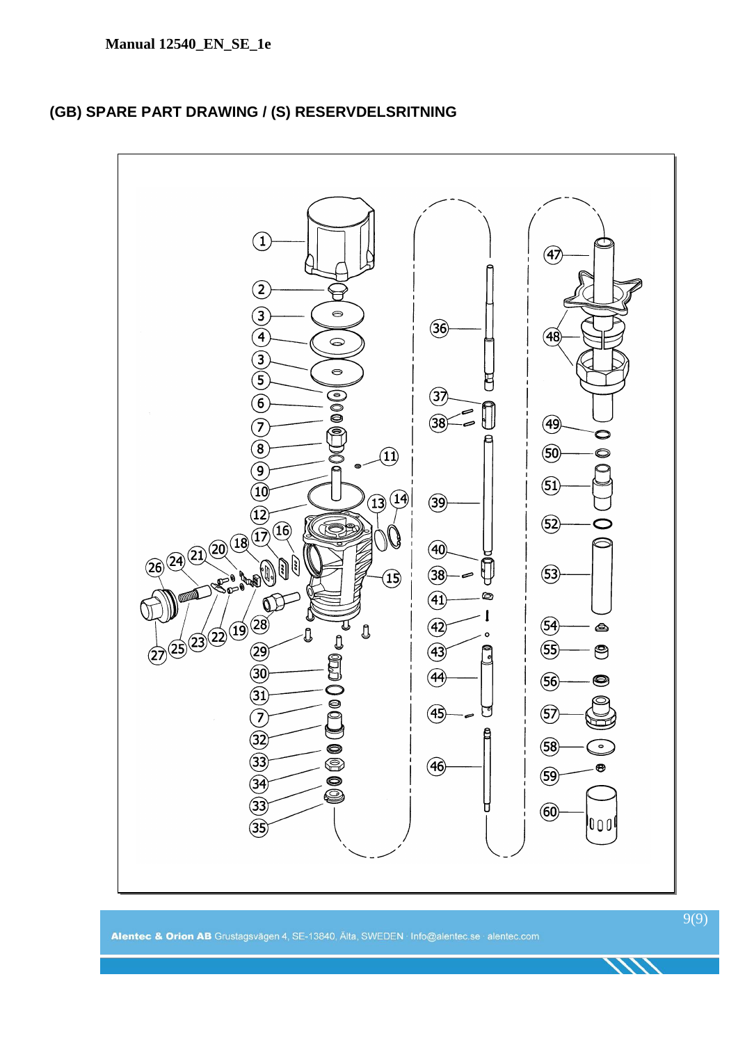## (GB) SPARE PART DRAWING / (S) RESERVDELSRITNING

1
2
3
4
3
5
6
7
8
9
10
11
12
13
14
15
16
17
18
19
20
21
22
23
24
25
26
27
28
29
30
31
7
32
33
34
33
35
36
37
38
39
40
38
41
42
43
44
45
46
47
48
49
50
51
52
53
54
55
56
57
58
59
60